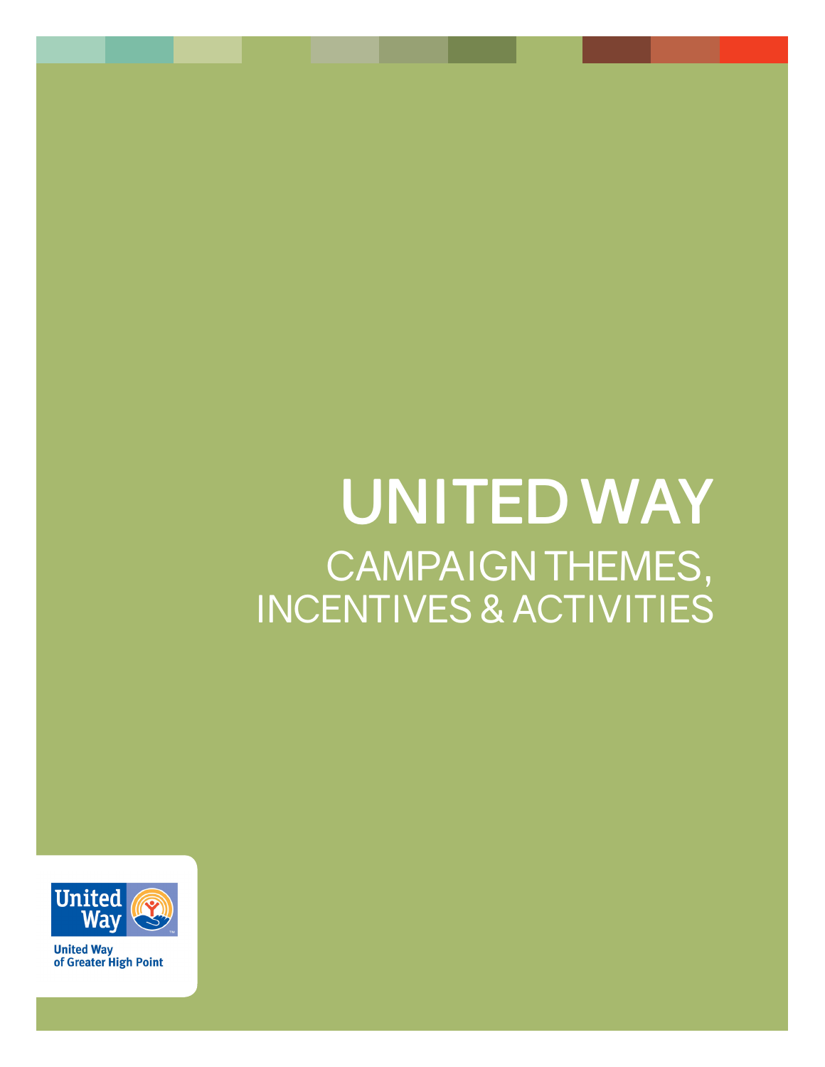# UNITED WAY

## CAMPAIGN THEMES, INCENTIVES & ACTIVITIES

United Way

United Way of Greater High Point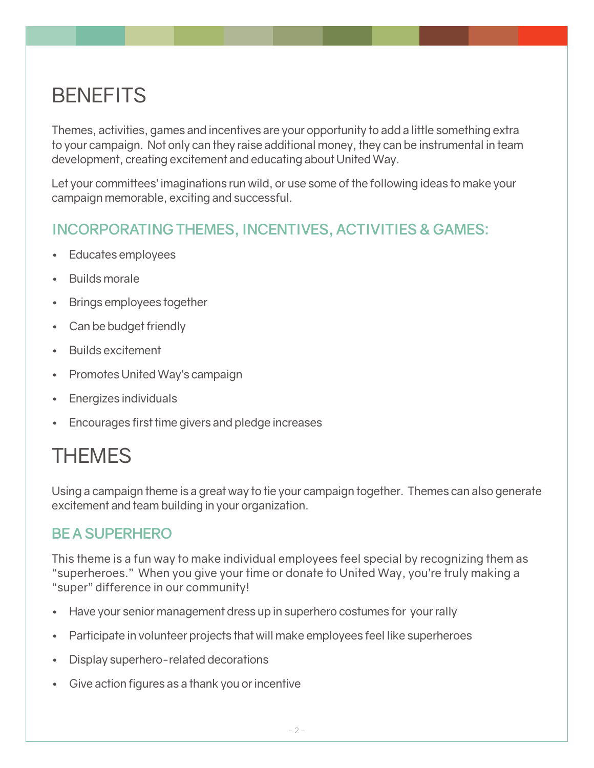# BENEFITS

Themes, activities, games and incentives are your opportunity to add a little something extra to your campaign. Not only can they raise additional money, they can be instrumental in team development, creating excitement and educating about United Way.

Let your committees' imaginations run wild, or use some of the following ideas to make your campaign memorable, exciting and successful.

## INCORPORATING THEMES, INCENTIVES, ACTIVITIES & GAMES:

- Educates employees
- Builds morale
- Brings employees together
- Can be budget friendly
- Builds excitement
- Promotes United Way's campaign
- Energizes individuals
- Encourages first time givers and pledge increases

# THEMES

Using a campaign theme is a great way to tie your campaign together. Themes can also generate excitement and team building in your organization.

## BE A SUPERHERO

This theme is a fun way to make individual employees feel special by recognizing them as "superheroes." When you give your time or donate to United Way, you're truly making a "super" difference in our community!

- Have your senior management dress up in superhero costumes for your rally
- Participate in volunteer projects that will make employees feel like superheroes
- Display superhero-related decorations
- Give action figures as a thank you or incentive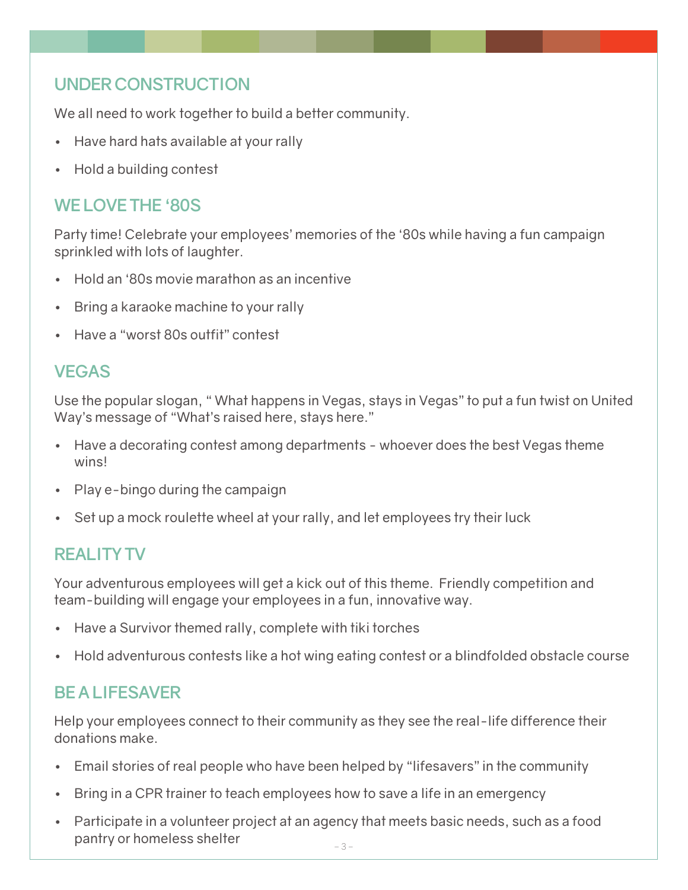## UNDER CONSTRUCTION

We all need to work together to build a better community.

- Have hard hats available at your rally
- Hold a building contest

## WE LOVE THE '80S

Party time! Celebrate your employees' memories of the '80s while having a fun campaign sprinkled with lots of laughter.

- Hold an '80s movie marathon as an incentive
- Bring a karaoke machine to your rally
- Have a "worst 80s outfit" contest

## VEGAS

Use the popular slogan, " What happens in Vegas, stays in Vegas" to put a fun twist on United Way's message of "What's raised here, stays here."

- Have a decorating contest among departments - whoever does the best Vegas theme wins!
- Play e-bingo during the campaign
- Set up a mock roulette wheel at your rally, and let employees try their luck

## REALITY TV

Your adventurous employees will get a kick out of this theme. Friendly competition and team-building will engage your employees in a fun, innovative way.

- Have a Survivor themed rally, complete with tiki torches
- Hold adventurous contests like a hot wing eating contest or a blindfolded obstacle course

## BE A LIFESAVER

Help your employees connect to their community as they see the real-life difference their donations make.

- Email stories of real people who have been helped by "lifesavers" in the community
- Bring in a CPR trainer to teach employees how to save a life in an emergency
- Participate in a volunteer project at an agency that meets basic needs, such as a food pantry or homeless shelter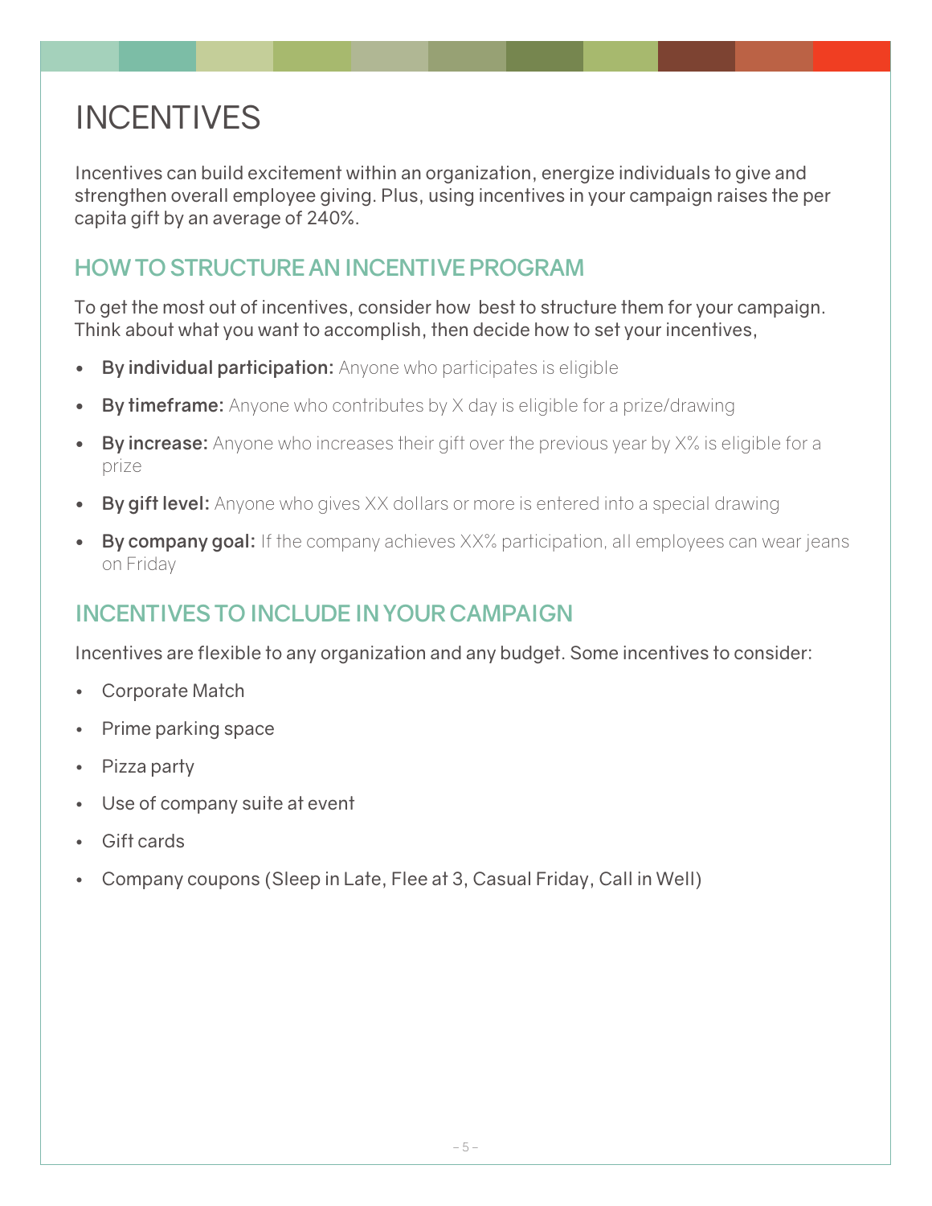# INCENTIVES

Incentives can build excitement within an organization, energize individuals to give and strengthen overall employee giving. Plus, using incentives in your campaign raises the per capita gift by an average of 240%.

## HOW TO STRUCTURE AN INCENTIVE PROGRAM

To get the most out of incentives, consider how best to structure them for your campaign. Think about what you want to accomplish, then decide how to set your incentives,

- **By individual participation:** Anyone who participates is eligible
- **By timeframe:** Anyone who contributes by X day is eligible for a prize/drawing
- **By increase:** Anyone who increases their gift over the previous year by X% is eligible for a prize
- **By gift level:** Anyone who gives XX dollars or more is entered into a special drawing
- **By company goal:** If the company achieves XX% participation, all employees can wear jeans on Friday

## INCENTIVES TO INCLUDE IN YOUR CAMPAIGN

Incentives are flexible to any organization and any budget. Some incentives to consider:

- Corporate Match
- Prime parking space
- Pizza party
- Use of company suite at event
- Gift cards
- Company coupons (Sleep in Late, Flee at 3, Casual Friday, Call in Well)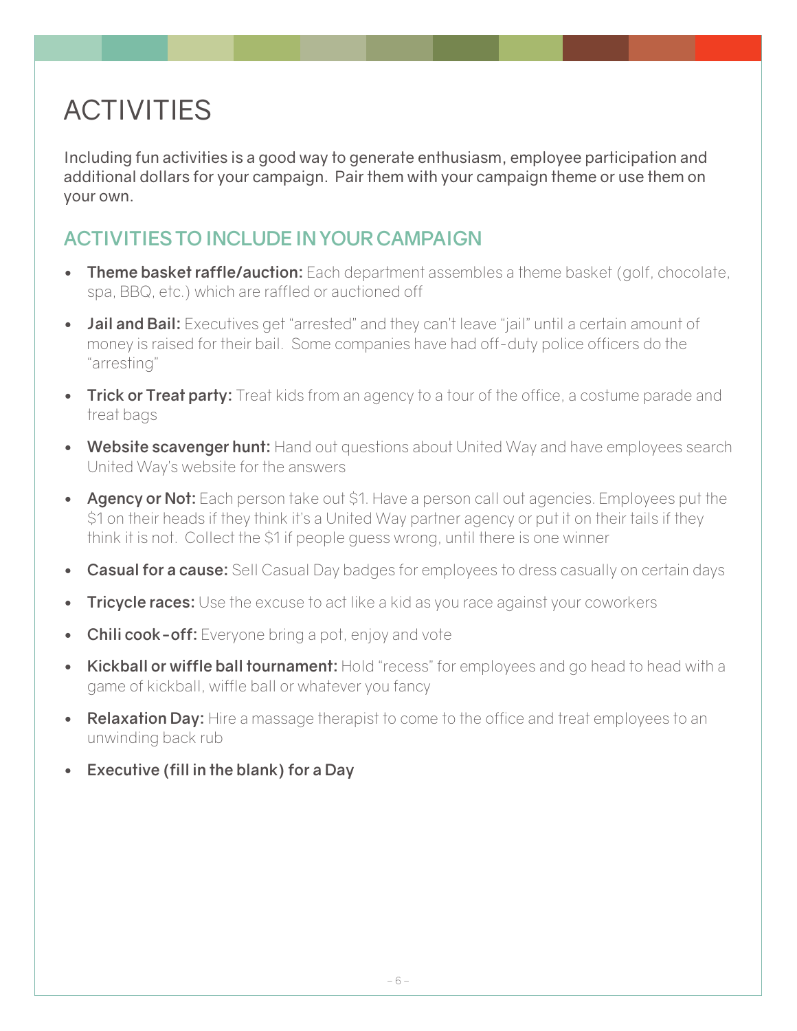# ACTIVITIES

Including fun activities is a good way to generate enthusiasm, employee participation and additional dollars for your campaign. Pair them with your campaign theme or use them on your own.

## ACTIVITIES TO INCLUDE IN YOUR CAMPAIGN

- **Theme basket raffle/auction:** Each department assembles a theme basket (golf, chocolate, spa, BBQ, etc.) which are raffled or auctioned off
- **Jail and Bail:** Executives get "arrested" and they can't leave "jail" until a certain amount of money is raised for their bail. Some companies have had off-duty police officers do the "arresting"
- **Trick or Treat party:** Treat kids from an agency to a tour of the office, a costume parade and treat bags
- **Website scavenger hunt:** Hand out questions about United Way and have employees search United Way's website for the answers
- **Agency or Not:** Each person take out $1. Have a person call out agencies. Employees put the $1 on their heads if they think it's a United Way partner agency or put it on their tails if they think it is not. Collect the $1 if people guess wrong, until there is one winner
- **Casual for a cause:** Sell Casual Day badges for employees to dress casually on certain days
- **Tricycle races:** Use the excuse to act like a kid as you race against your coworkers
- **Chili cook-off:** Everyone bring a pot, enjoy and vote
- **Kickball or wiffle ball tournament:** Hold "recess" for employees and go head to head with a game of kickball, wiffle ball or whatever you fancy
- **Relaxation Day:** Hire a massage therapist to come to the office and treat employees to an unwinding back rub
- **Executive (fill in the blank) for a Day**